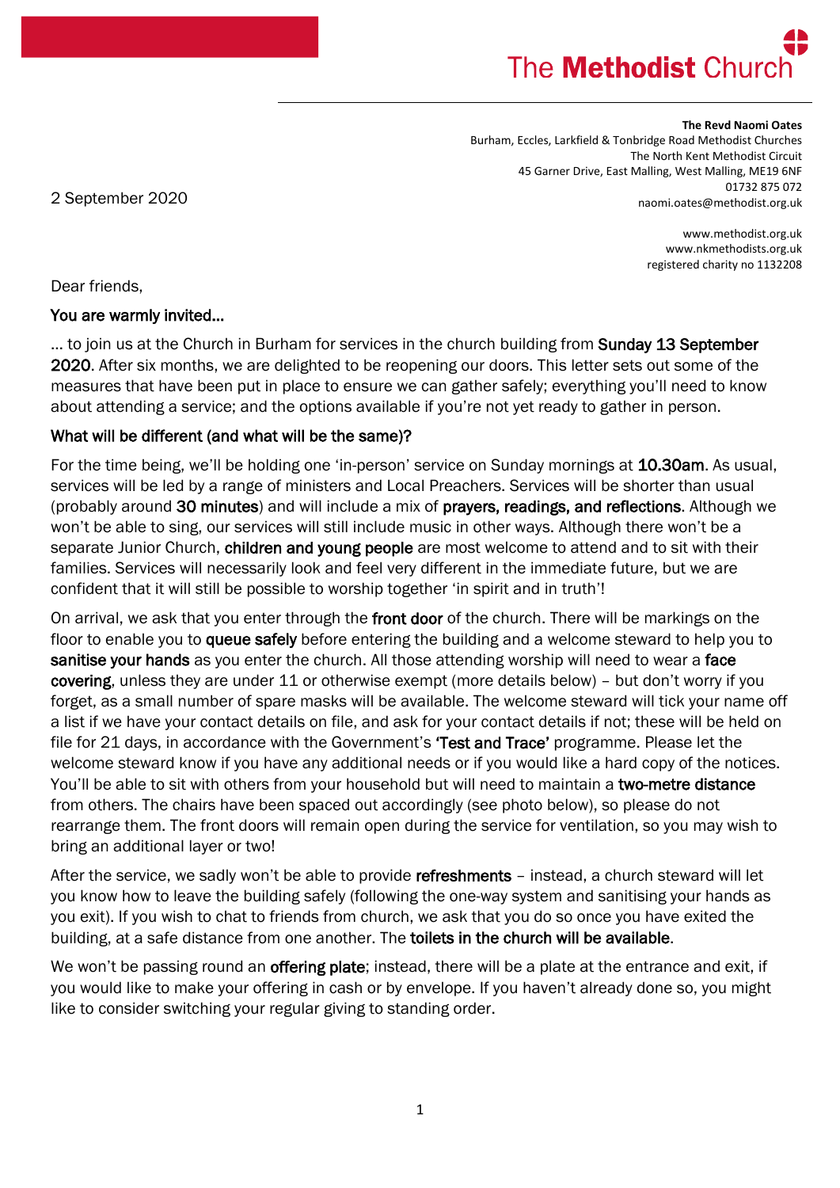The **Methodist** Church

**The Revd Naomi Oates**
Burham, Eccles, Larkfield & Tonbridge Road Methodist Churches
The North Kent Methodist Circuit
45 Garner Drive, East Malling, West Malling, ME19 6NF
01732 875 072
naomi.oates@methodist.org.uk

www.methodist.org.uk
www.nkmethodists.org.uk
registered charity no 1132208

2 September 2020

Dear friends,

### You are warmly invited…

… to join us at the Church in Burham for services in the church building from **Sunday 13 September 2020**. After six months, we are delighted to be reopening our doors. This letter sets out some of the measures that have been put in place to ensure we can gather safely; everything you'll need to know about attending a service; and the options available if you're not yet ready to gather in person.

### What will be different (and what will be the same)?

For the time being, we'll be holding one 'in-person' service on Sunday mornings at **10.30am**. As usual, services will be led by a range of ministers and Local Preachers. Services will be shorter than usual (probably around **30 minutes**) and will include a mix of **prayers, readings, and reflections**. Although we won't be able to sing, our services will still include music in other ways. Although there won't be a separate Junior Church, **children and young people** are most welcome to attend and to sit with their families. Services will necessarily look and feel very different in the immediate future, but we are confident that it will still be possible to worship together 'in spirit and in truth'!

On arrival, we ask that you enter through the **front door** of the church. There will be markings on the floor to enable you to **queue safely** before entering the building and a welcome steward to help you to **sanitise your hands** as you enter the church. All those attending worship will need to wear a **face covering**, unless they are under 11 or otherwise exempt (more details below) – but don't worry if you forget, as a small number of spare masks will be available. The welcome steward will tick your name off a list if we have your contact details on file, and ask for your contact details if not; these will be held on file for 21 days, in accordance with the Government's **'Test and Trace'** programme. Please let the welcome steward know if you have any additional needs or if you would like a hard copy of the notices. You'll be able to sit with others from your household but will need to maintain a **two-metre distance** from others. The chairs have been spaced out accordingly (see photo below), so please do not rearrange them. The front doors will remain open during the service for ventilation, so you may wish to bring an additional layer or two!

After the service, we sadly won't be able to provide **refreshments** – instead, a church steward will let you know how to leave the building safely (following the one-way system and sanitising your hands as you exit). If you wish to chat to friends from church, we ask that you do so once you have exited the building, at a safe distance from one another. The **toilets in the church will be available**.

We won't be passing round an **offering plate**; instead, there will be a plate at the entrance and exit, if you would like to make your offering in cash or by envelope. If you haven't already done so, you might like to consider switching your regular giving to standing order.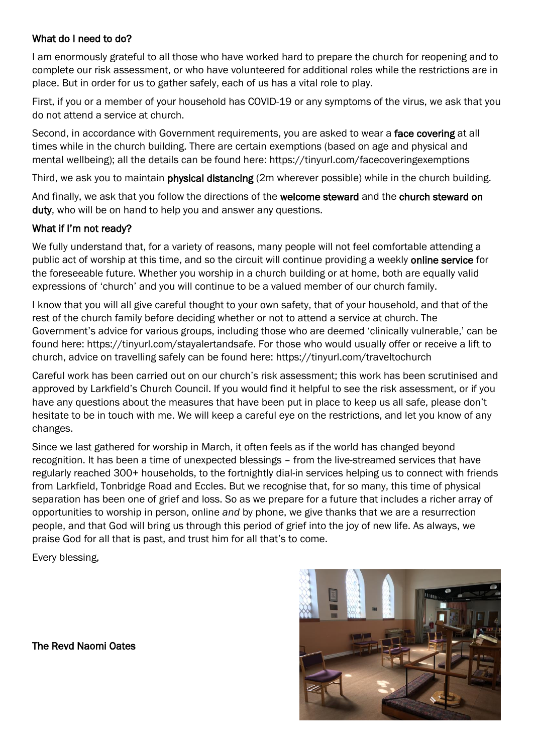### What do I need to do?

I am enormously grateful to all those who have worked hard to prepare the church for reopening and to complete our risk assessment, or who have volunteered for additional roles while the restrictions are in place. But in order for us to gather safely, each of us has a vital role to play.

First, if you or a member of your household has COVID-19 or any symptoms of the virus, we ask that you do not attend a service at church.

Second, in accordance with Government requirements, you are asked to wear a **face covering** at all times while in the church building. There are certain exemptions (based on age and physical and mental wellbeing); all the details can be found here: https://tinyurl.com/facecoveringexemptions

Third, we ask you to maintain **physical distancing** (2m wherever possible) while in the church building.

And finally, we ask that you follow the directions of the **welcome steward** and the **church steward on duty**, who will be on hand to help you and answer any questions.

### What if I'm not ready?

We fully understand that, for a variety of reasons, many people will not feel comfortable attending a public act of worship at this time, and so the circuit will continue providing a weekly **online service** for the foreseeable future. Whether you worship in a church building or at home, both are equally valid expressions of 'church' and you will continue to be a valued member of our church family.

I know that you will all give careful thought to your own safety, that of your household, and that of the rest of the church family before deciding whether or not to attend a service at church. The Government's advice for various groups, including those who are deemed 'clinically vulnerable,' can be found here: https://tinyurl.com/stayalertandsafe. For those who would usually offer or receive a lift to church, advice on travelling safely can be found here: https://tinyurl.com/traveltochurch

Careful work has been carried out on our church's risk assessment; this work has been scrutinised and approved by Larkfield's Church Council. If you would find it helpful to see the risk assessment, or if you have any questions about the measures that have been put in place to keep us all safe, please don't hesitate to be in touch with me. We will keep a careful eye on the restrictions, and let you know of any changes.

Since we last gathered for worship in March, it often feels as if the world has changed beyond recognition. It has been a time of unexpected blessings – from the live-streamed services that have regularly reached 300+ households, to the fortnightly dial-in services helping us to connect with friends from Larkfield, Tonbridge Road and Eccles. But we recognise that, for so many, this time of physical separation has been one of grief and loss. So as we prepare for a future that includes a richer array of opportunities to worship in person, online *and* by phone, we give thanks that we are a resurrection people, and that God will bring us through this period of grief into the joy of new life. As always, we praise God for all that is past, and trust him for all that's to come.

Every blessing,

**The Revd Naomi Oates**